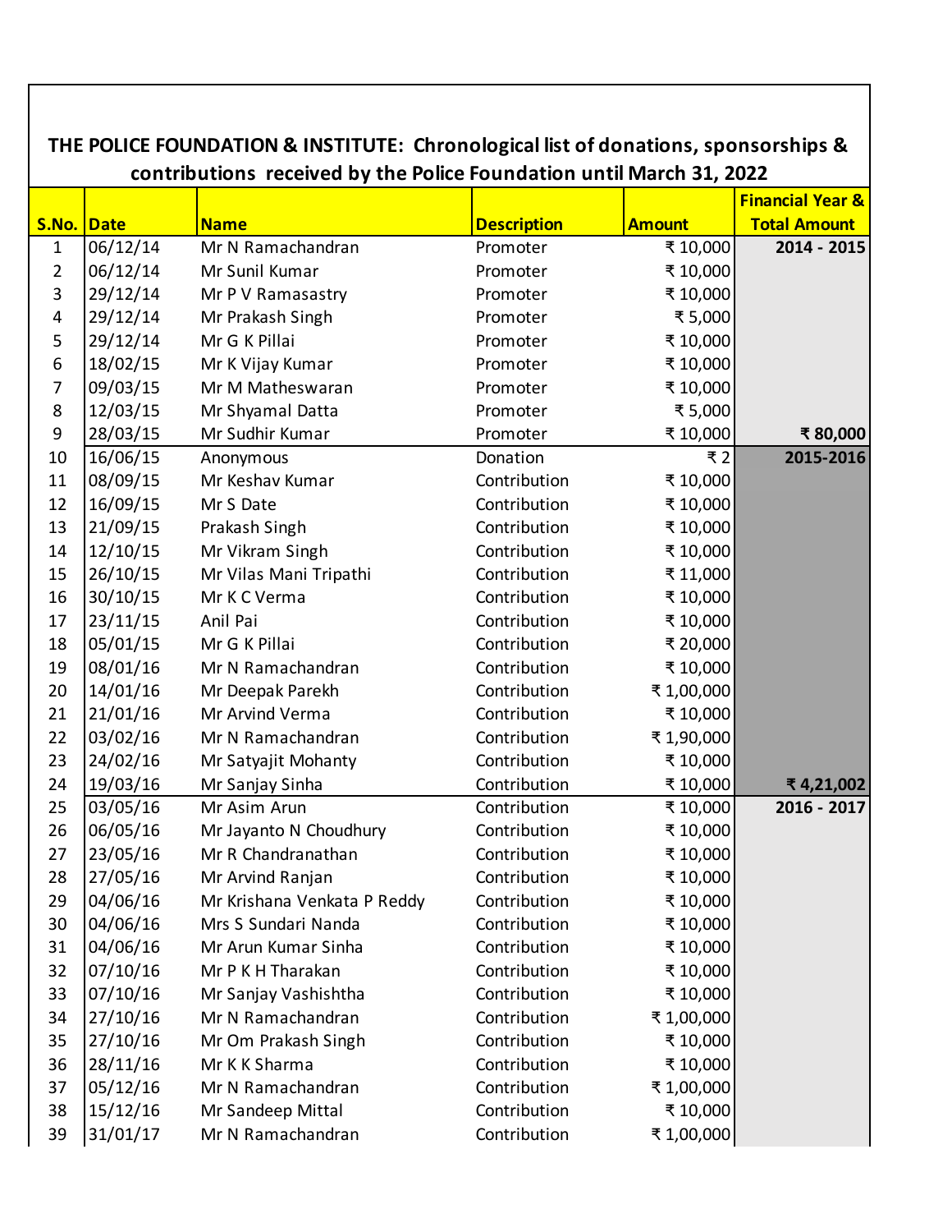**THE POLICE FOUNDATION & INSTITUTE: Chronological list of donations, sponsorships & contributions received by the Police Foundation until March 31, 2022**

| S.No. | Date | Name | Description | Amount | Financial Year & Total Amount |
|---|---|---|---|---|---|
| 1 | 06/12/14 | Mr N Ramachandran | Promoter | ₹ 10,000 | **2014 - 2015** |
| 2 | 06/12/14 | Mr Sunil Kumar | Promoter | ₹ 10,000 | |
| 3 | 29/12/14 | Mr P V Ramasastry | Promoter | ₹ 10,000 | |
| 4 | 29/12/14 | Mr Prakash Singh | Promoter | ₹ 5,000 | |
| 5 | 29/12/14 | Mr G K Pillai | Promoter | ₹ 10,000 | |
| 6 | 18/02/15 | Mr K Vijay Kumar | Promoter | ₹ 10,000 | |
| 7 | 09/03/15 | Mr M Matheswaran | Promoter | ₹ 10,000 | |
| 8 | 12/03/15 | Mr Shyamal Datta | Promoter | ₹ 5,000 | |
| 9 | 28/03/15 | Mr Sudhir Kumar | Promoter | ₹ 10,000 | **₹ 80,000** |
| 10 | 16/06/15 | Anonymous | Donation | ₹ 2 | **2015-2016** |
| 11 | 08/09/15 | Mr Keshav Kumar | Contribution | ₹ 10,000 | |
| 12 | 16/09/15 | Mr S Date | Contribution | ₹ 10,000 | |
| 13 | 21/09/15 | Prakash Singh | Contribution | ₹ 10,000 | |
| 14 | 12/10/15 | Mr Vikram Singh | Contribution | ₹ 10,000 | |
| 15 | 26/10/15 | Mr Vilas Mani Tripathi | Contribution | ₹ 11,000 | |
| 16 | 30/10/15 | Mr K C Verma | Contribution | ₹ 10,000 | |
| 17 | 23/11/15 | Anil Pai | Contribution | ₹ 10,000 | |
| 18 | 05/01/15 | Mr G K Pillai | Contribution | ₹ 20,000 | |
| 19 | 08/01/16 | Mr N Ramachandran | Contribution | ₹ 10,000 | |
| 20 | 14/01/16 | Mr Deepak Parekh | Contribution | ₹ 1,00,000 | |
| 21 | 21/01/16 | Mr Arvind Verma | Contribution | ₹ 10,000 | |
| 22 | 03/02/16 | Mr N Ramachandran | Contribution | ₹ 1,90,000 | |
| 23 | 24/02/16 | Mr Satyajit Mohanty | Contribution | ₹ 10,000 | |
| 24 | 19/03/16 | Mr Sanjay Sinha | Contribution | ₹ 10,000 | **₹ 4,21,002** |
| 25 | 03/05/16 | Mr Asim Arun | Contribution | ₹ 10,000 | **2016 - 2017** |
| 26 | 06/05/16 | Mr Jayanto N Choudhury | Contribution | ₹ 10,000 | |
| 27 | 23/05/16 | Mr R Chandranathan | Contribution | ₹ 10,000 | |
| 28 | 27/05/16 | Mr Arvind Ranjan | Contribution | ₹ 10,000 | |
| 29 | 04/06/16 | Mr Krishana Venkata P Reddy | Contribution | ₹ 10,000 | |
| 30 | 04/06/16 | Mrs S Sundari Nanda | Contribution | ₹ 10,000 | |
| 31 | 04/06/16 | Mr Arun Kumar Sinha | Contribution | ₹ 10,000 | |
| 32 | 07/10/16 | Mr P K H Tharakan | Contribution | ₹ 10,000 | |
| 33 | 07/10/16 | Mr Sanjay Vashishtha | Contribution | ₹ 10,000 | |
| 34 | 27/10/16 | Mr N Ramachandran | Contribution | ₹ 1,00,000 | |
| 35 | 27/10/16 | Mr Om Prakash Singh | Contribution | ₹ 10,000 | |
| 36 | 28/11/16 | Mr K K Sharma | Contribution | ₹ 10,000 | |
| 37 | 05/12/16 | Mr N Ramachandran | Contribution | ₹ 1,00,000 | |
| 38 | 15/12/16 | Mr Sandeep Mittal | Contribution | ₹ 10,000 | |
| 39 | 31/01/17 | Mr N Ramachandran | Contribution | ₹ 1,00,000 | |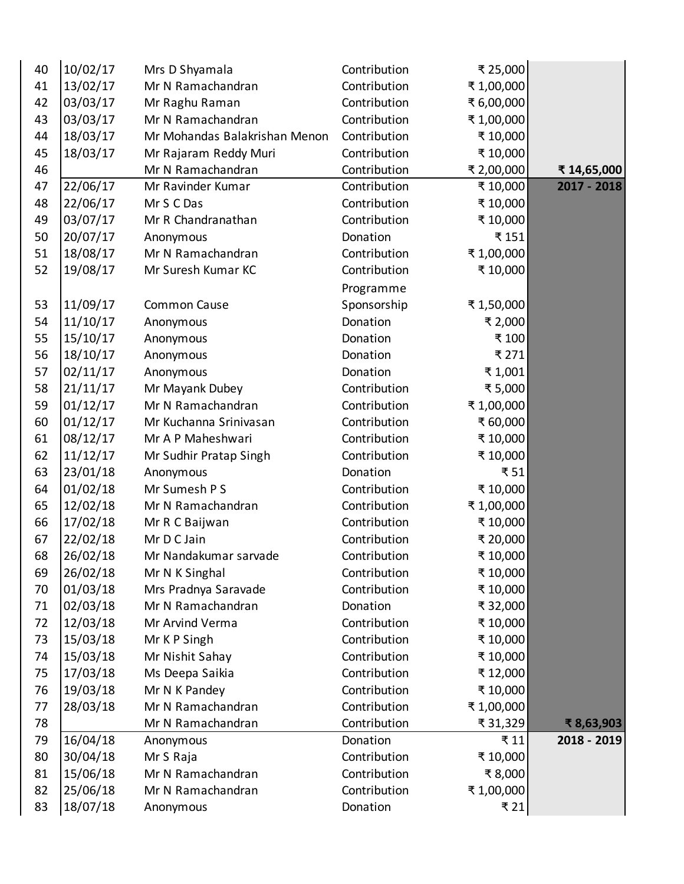| | | | | | |
|---|---|---|---|---|---|
| 40 | 10/02/17 | Mrs D Shyamala | Contribution | ₹ 25,000 | |
| 41 | 13/02/17 | Mr N Ramachandran | Contribution | ₹ 1,00,000 | |
| 42 | 03/03/17 | Mr Raghu Raman | Contribution | ₹ 6,00,000 | |
| 43 | 03/03/17 | Mr N Ramachandran | Contribution | ₹ 1,00,000 | |
| 44 | 18/03/17 | Mr Mohandas Balakrishan Menon | Contribution | ₹ 10,000 | |
| 45 | 18/03/17 | Mr Rajaram Reddy Muri | Contribution | ₹ 10,000 | |
| 46 | | Mr N Ramachandran | Contribution | ₹ 2,00,000 | **₹ 14,65,000** |
| 47 | 22/06/17 | Mr Ravinder Kumar | Contribution | ₹ 10,000 | **2017 - 2018** |
| 48 | 22/06/17 | Mr S C Das | Contribution | ₹ 10,000 | |
| 49 | 03/07/17 | Mr R Chandranathan | Contribution | ₹ 10,000 | |
| 50 | 20/07/17 | Anonymous | Donation | ₹ 151 | |
| 51 | 18/08/17 | Mr N Ramachandran | Contribution | ₹ 1,00,000 | |
| 52 | 19/08/17 | Mr Suresh Kumar KC | Contribution | ₹ 10,000 | |
| 53 | 11/09/17 | Common Cause | Programme Sponsorship | ₹ 1,50,000 | |
| 54 | 11/10/17 | Anonymous | Donation | ₹ 2,000 | |
| 55 | 15/10/17 | Anonymous | Donation | ₹ 100 | |
| 56 | 18/10/17 | Anonymous | Donation | ₹ 271 | |
| 57 | 02/11/17 | Anonymous | Donation | ₹ 1,001 | |
| 58 | 21/11/17 | Mr Mayank Dubey | Contribution | ₹ 5,000 | |
| 59 | 01/12/17 | Mr N Ramachandran | Contribution | ₹ 1,00,000 | |
| 60 | 01/12/17 | Mr Kuchanna Srinivasan | Contribution | ₹ 60,000 | |
| 61 | 08/12/17 | Mr A P Maheshwari | Contribution | ₹ 10,000 | |
| 62 | 11/12/17 | Mr Sudhir Pratap Singh | Contribution | ₹ 10,000 | |
| 63 | 23/01/18 | Anonymous | Donation | ₹ 51 | |
| 64 | 01/02/18 | Mr Sumesh P S | Contribution | ₹ 10,000 | |
| 65 | 12/02/18 | Mr N Ramachandran | Contribution | ₹ 1,00,000 | |
| 66 | 17/02/18 | Mr R C Baijwan | Contribution | ₹ 10,000 | |
| 67 | 22/02/18 | Mr D C Jain | Contribution | ₹ 20,000 | |
| 68 | 26/02/18 | Mr Nandakumar sarvade | Contribution | ₹ 10,000 | |
| 69 | 26/02/18 | Mr N K Singhal | Contribution | ₹ 10,000 | |
| 70 | 01/03/18 | Mrs Pradnya Saravade | Contribution | ₹ 10,000 | |
| 71 | 02/03/18 | Mr N Ramachandran | Donation | ₹ 32,000 | |
| 72 | 12/03/18 | Mr Arvind Verma | Contribution | ₹ 10,000 | |
| 73 | 15/03/18 | Mr K P Singh | Contribution | ₹ 10,000 | |
| 74 | 15/03/18 | Mr Nishit Sahay | Contribution | ₹ 10,000 | |
| 75 | 17/03/18 | Ms Deepa Saikia | Contribution | ₹ 12,000 | |
| 76 | 19/03/18 | Mr N K Pandey | Contribution | ₹ 10,000 | |
| 77 | 28/03/18 | Mr N Ramachandran | Contribution | ₹ 1,00,000 | |
| 78 | | Mr N Ramachandran | Contribution | ₹ 31,329 | **₹ 8,63,903** |
| 79 | 16/04/18 | Anonymous | Donation | ₹ 11 | **2018 - 2019** |
| 80 | 30/04/18 | Mr S Raja | Contribution | ₹ 10,000 | |
| 81 | 15/06/18 | Mr N Ramachandran | Contribution | ₹ 8,000 | |
| 82 | 25/06/18 | Mr N Ramachandran | Contribution | ₹ 1,00,000 | |
| 83 | 18/07/18 | Anonymous | Donation | ₹ 21 | |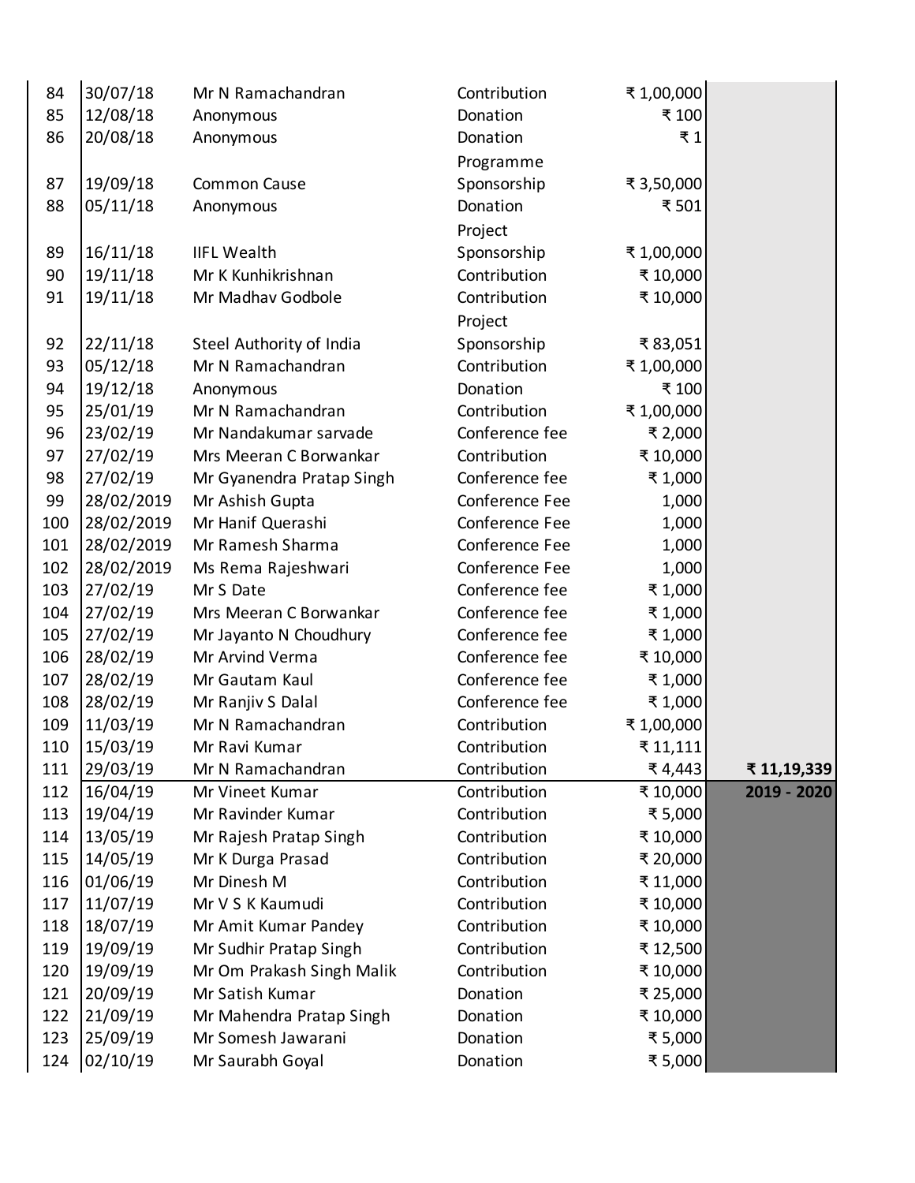| | | | | | |
|---|---|---|---|---|---|
| 84 | 30/07/18 | Mr N Ramachandran | Contribution | ₹ 1,00,000 | |
| 85 | 12/08/18 | Anonymous | Donation | ₹ 100 | |
| 86 | 20/08/18 | Anonymous | Donation | ₹ 1 | |
| 87 | 19/09/18 | Common Cause | Programme Sponsorship | ₹ 3,50,000 | |
| 88 | 05/11/18 | Anonymous | Donation | ₹ 501 | |
| 89 | 16/11/18 | IIFL Wealth | Project Sponsorship | ₹ 1,00,000 | |
| 90 | 19/11/18 | Mr K Kunhikrishnan | Contribution | ₹ 10,000 | |
| 91 | 19/11/18 | Mr Madhav Godbole | Contribution | ₹ 10,000 | |
| 92 | 22/11/18 | Steel Authority of India | Project Sponsorship | ₹ 83,051 | |
| 93 | 05/12/18 | Mr N Ramachandran | Contribution | ₹ 1,00,000 | |
| 94 | 19/12/18 | Anonymous | Donation | ₹ 100 | |
| 95 | 25/01/19 | Mr N Ramachandran | Contribution | ₹ 1,00,000 | |
| 96 | 23/02/19 | Mr Nandakumar sarvade | Conference fee | ₹ 2,000 | |
| 97 | 27/02/19 | Mrs Meeran C Borwankar | Contribution | ₹ 10,000 | |
| 98 | 27/02/19 | Mr Gyanendra Pratap Singh | Conference fee | ₹ 1,000 | |
| 99 | 28/02/2019 | Mr Ashish Gupta | Conference Fee | 1,000 | |
| 100 | 28/02/2019 | Mr Hanif Querashi | Conference Fee | 1,000 | |
| 101 | 28/02/2019 | Mr Ramesh Sharma | Conference Fee | 1,000 | |
| 102 | 28/02/2019 | Ms Rema Rajeshwari | Conference Fee | 1,000 | |
| 103 | 27/02/19 | Mr S Date | Conference fee | ₹ 1,000 | |
| 104 | 27/02/19 | Mrs Meeran C Borwankar | Conference fee | ₹ 1,000 | |
| 105 | 27/02/19 | Mr Jayanto N Choudhury | Conference fee | ₹ 1,000 | |
| 106 | 28/02/19 | Mr Arvind Verma | Conference fee | ₹ 10,000 | |
| 107 | 28/02/19 | Mr Gautam Kaul | Conference fee | ₹ 1,000 | |
| 108 | 28/02/19 | Mr Ranjiv S Dalal | Conference fee | ₹ 1,000 | |
| 109 | 11/03/19 | Mr N Ramachandran | Contribution | ₹ 1,00,000 | |
| 110 | 15/03/19 | Mr Ravi Kumar | Contribution | ₹ 11,111 | |
| 111 | 29/03/19 | Mr N Ramachandran | Contribution | ₹ 4,443 | **₹ 11,19,339** |
| 112 | 16/04/19 | Mr Vineet Kumar | Contribution | ₹ 10,000 | **2019 - 2020** |
| 113 | 19/04/19 | Mr Ravinder Kumar | Contribution | ₹ 5,000 | |
| 114 | 13/05/19 | Mr Rajesh Pratap Singh | Contribution | ₹ 10,000 | |
| 115 | 14/05/19 | Mr K Durga Prasad | Contribution | ₹ 20,000 | |
| 116 | 01/06/19 | Mr Dinesh M | Contribution | ₹ 11,000 | |
| 117 | 11/07/19 | Mr V S K Kaumudi | Contribution | ₹ 10,000 | |
| 118 | 18/07/19 | Mr Amit Kumar Pandey | Contribution | ₹ 10,000 | |
| 119 | 19/09/19 | Mr Sudhir Pratap Singh | Contribution | ₹ 12,500 | |
| 120 | 19/09/19 | Mr Om Prakash Singh Malik | Contribution | ₹ 10,000 | |
| 121 | 20/09/19 | Mr Satish Kumar | Donation | ₹ 25,000 | |
| 122 | 21/09/19 | Mr Mahendra Pratap Singh | Donation | ₹ 10,000 | |
| 123 | 25/09/19 | Mr Somesh Jawarani | Donation | ₹ 5,000 | |
| 124 | 02/10/19 | Mr Saurabh Goyal | Donation | ₹ 5,000 | |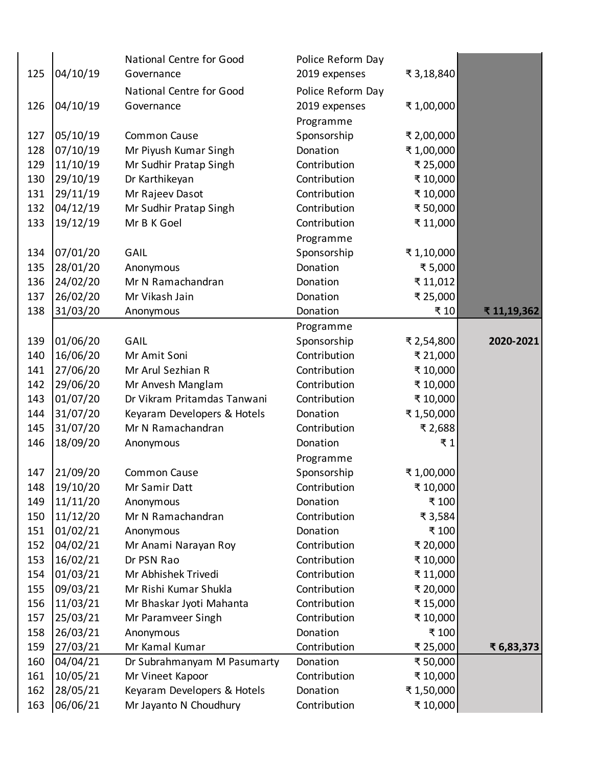| | | | | | |
|---|---|---|---|---|---|
| 125 | 04/10/19 | National Centre for Good Governance | Police Reform Day 2019 expenses | ₹ 3,18,840 | |
| 126 | 04/10/19 | National Centre for Good Governance | Police Reform Day 2019 expenses | ₹ 1,00,000 | |
| 127 | 05/10/19 | Common Cause | Programme Sponsorship | ₹ 2,00,000 | |
| 128 | 07/10/19 | Mr Piyush Kumar Singh | Donation | ₹ 1,00,000 | |
| 129 | 11/10/19 | Mr Sudhir Pratap Singh | Contribution | ₹ 25,000 | |
| 130 | 29/10/19 | Dr Karthikeyan | Contribution | ₹ 10,000 | |
| 131 | 29/11/19 | Mr Rajeev Dasot | Contribution | ₹ 10,000 | |
| 132 | 04/12/19 | Mr Sudhir Pratap Singh | Contribution | ₹ 50,000 | |
| 133 | 19/12/19 | Mr B K Goel | Contribution | ₹ 11,000 | |
| 134 | 07/01/20 | GAIL | Programme Sponsorship | ₹ 1,10,000 | |
| 135 | 28/01/20 | Anonymous | Donation | ₹ 5,000 | |
| 136 | 24/02/20 | Mr N Ramachandran | Donation | ₹ 11,012 | |
| 137 | 26/02/20 | Mr Vikash Jain | Donation | ₹ 25,000 | |
| 138 | 31/03/20 | Anonymous | Donation | ₹ 10 | **₹ 11,19,362** |
| 139 | 01/06/20 | GAIL | Programme Sponsorship | ₹ 2,54,800 | **2020-2021** |
| 140 | 16/06/20 | Mr Amit Soni | Contribution | ₹ 21,000 | |
| 141 | 27/06/20 | Mr Arul Sezhian R | Contribution | ₹ 10,000 | |
| 142 | 29/06/20 | Mr Anvesh Manglam | Contribution | ₹ 10,000 | |
| 143 | 01/07/20 | Dr Vikram Pritamdas Tanwani | Contribution | ₹ 10,000 | |
| 144 | 31/07/20 | Keyaram Developers & Hotels | Donation | ₹ 1,50,000 | |
| 145 | 31/07/20 | Mr N Ramachandran | Contribution | ₹ 2,688 | |
| 146 | 18/09/20 | Anonymous | Donation | ₹ 1 | |
| 147 | 21/09/20 | Common Cause | Programme Sponsorship | ₹ 1,00,000 | |
| 148 | 19/10/20 | Mr Samir Datt | Contribution | ₹ 10,000 | |
| 149 | 11/11/20 | Anonymous | Donation | ₹ 100 | |
| 150 | 11/12/20 | Mr N Ramachandran | Contribution | ₹ 3,584 | |
| 151 | 01/02/21 | Anonymous | Donation | ₹ 100 | |
| 152 | 04/02/21 | Mr Anami Narayan Roy | Contribution | ₹ 20,000 | |
| 153 | 16/02/21 | Dr PSN Rao | Contribution | ₹ 10,000 | |
| 154 | 01/03/21 | Mr Abhishek Trivedi | Contribution | ₹ 11,000 | |
| 155 | 09/03/21 | Mr Rishi Kumar Shukla | Contribution | ₹ 20,000 | |
| 156 | 11/03/21 | Mr Bhaskar Jyoti Mahanta | Contribution | ₹ 15,000 | |
| 157 | 25/03/21 | Mr Paramveer Singh | Contribution | ₹ 10,000 | |
| 158 | 26/03/21 | Anonymous | Donation | ₹ 100 | |
| 159 | 27/03/21 | Mr Kamal Kumar | Contribution | ₹ 25,000 | **₹ 6,83,373** |
| 160 | 04/04/21 | Dr Subrahmanyam M Pasumarty | Donation | ₹ 50,000 | |
| 161 | 10/05/21 | Mr Vineet Kapoor | Contribution | ₹ 10,000 | |
| 162 | 28/05/21 | Keyaram Developers & Hotels | Donation | ₹ 1,50,000 | |
| 163 | 06/06/21 | Mr Jayanto N Choudhury | Contribution | ₹ 10,000 | |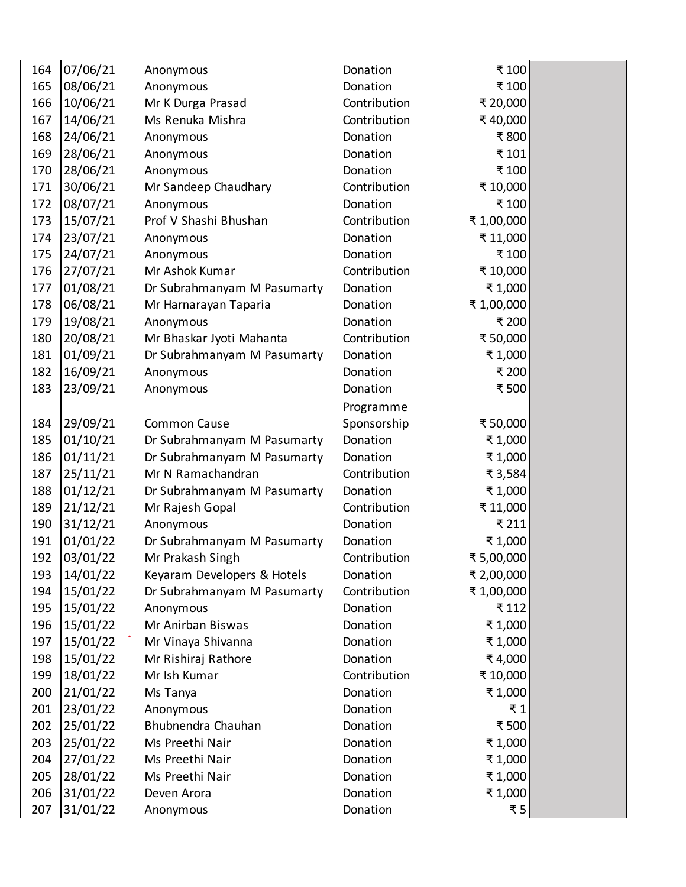| | | | | | |
|---|---|---|---|---|---|
| 164 | 07/06/21 | Anonymous | Donation | ₹ 100 | |
| 165 | 08/06/21 | Anonymous | Donation | ₹ 100 | |
| 166 | 10/06/21 | Mr K Durga Prasad | Contribution | ₹ 20,000 | |
| 167 | 14/06/21 | Ms Renuka Mishra | Contribution | ₹ 40,000 | |
| 168 | 24/06/21 | Anonymous | Donation | ₹ 800 | |
| 169 | 28/06/21 | Anonymous | Donation | ₹ 101 | |
| 170 | 28/06/21 | Anonymous | Donation | ₹ 100 | |
| 171 | 30/06/21 | Mr Sandeep Chaudhary | Contribution | ₹ 10,000 | |
| 172 | 08/07/21 | Anonymous | Donation | ₹ 100 | |
| 173 | 15/07/21 | Prof V Shashi Bhushan | Contribution | ₹ 1,00,000 | |
| 174 | 23/07/21 | Anonymous | Donation | ₹ 11,000 | |
| 175 | 24/07/21 | Anonymous | Donation | ₹ 100 | |
| 176 | 27/07/21 | Mr Ashok Kumar | Contribution | ₹ 10,000 | |
| 177 | 01/08/21 | Dr Subrahmanyam M Pasumarty | Donation | ₹ 1,000 | |
| 178 | 06/08/21 | Mr Harnarayan Taparia | Donation | ₹ 1,00,000 | |
| 179 | 19/08/21 | Anonymous | Donation | ₹ 200 | |
| 180 | 20/08/21 | Mr Bhaskar Jyoti Mahanta | Contribution | ₹ 50,000 | |
| 181 | 01/09/21 | Dr Subrahmanyam M Pasumarty | Donation | ₹ 1,000 | |
| 182 | 16/09/21 | Anonymous | Donation | ₹ 200 | |
| 183 | 23/09/21 | Anonymous | Donation | ₹ 500 | |
| 184 | 29/09/21 | Common Cause | Programme Sponsorship | ₹ 50,000 | |
| 185 | 01/10/21 | Dr Subrahmanyam M Pasumarty | Donation | ₹ 1,000 | |
| 186 | 01/11/21 | Dr Subrahmanyam M Pasumarty | Donation | ₹ 1,000 | |
| 187 | 25/11/21 | Mr N Ramachandran | Contribution | ₹ 3,584 | |
| 188 | 01/12/21 | Dr Subrahmanyam M Pasumarty | Donation | ₹ 1,000 | |
| 189 | 21/12/21 | Mr Rajesh Gopal | Contribution | ₹ 11,000 | |
| 190 | 31/12/21 | Anonymous | Donation | ₹ 211 | |
| 191 | 01/01/22 | Dr Subrahmanyam M Pasumarty | Donation | ₹ 1,000 | |
| 192 | 03/01/22 | Mr Prakash Singh | Contribution | ₹ 5,00,000 | |
| 193 | 14/01/22 | Keyaram Developers & Hotels | Donation | ₹ 2,00,000 | |
| 194 | 15/01/22 | Dr Subrahmanyam M Pasumarty | Contribution | ₹ 1,00,000 | |
| 195 | 15/01/22 | Anonymous | Donation | ₹ 112 | |
| 196 | 15/01/22 | Mr Anirban Biswas | Donation | ₹ 1,000 | |
| 197 | 15/01/22 | Mr Vinaya Shivanna | Donation | ₹ 1,000 | |
| 198 | 15/01/22 | Mr Rishiraj Rathore | Donation | ₹ 4,000 | |
| 199 | 18/01/22 | Mr Ish Kumar | Contribution | ₹ 10,000 | |
| 200 | 21/01/22 | Ms Tanya | Donation | ₹ 1,000 | |
| 201 | 23/01/22 | Anonymous | Donation | ₹ 1 | |
| 202 | 25/01/22 | Bhubnendra Chauhan | Donation | ₹ 500 | |
| 203 | 25/01/22 | Ms Preethi Nair | Donation | ₹ 1,000 | |
| 204 | 27/01/22 | Ms Preethi Nair | Donation | ₹ 1,000 | |
| 205 | 28/01/22 | Ms Preethi Nair | Donation | ₹ 1,000 | |
| 206 | 31/01/22 | Deven Arora | Donation | ₹ 1,000 | |
| 207 | 31/01/22 | Anonymous | Donation | ₹ 5 | |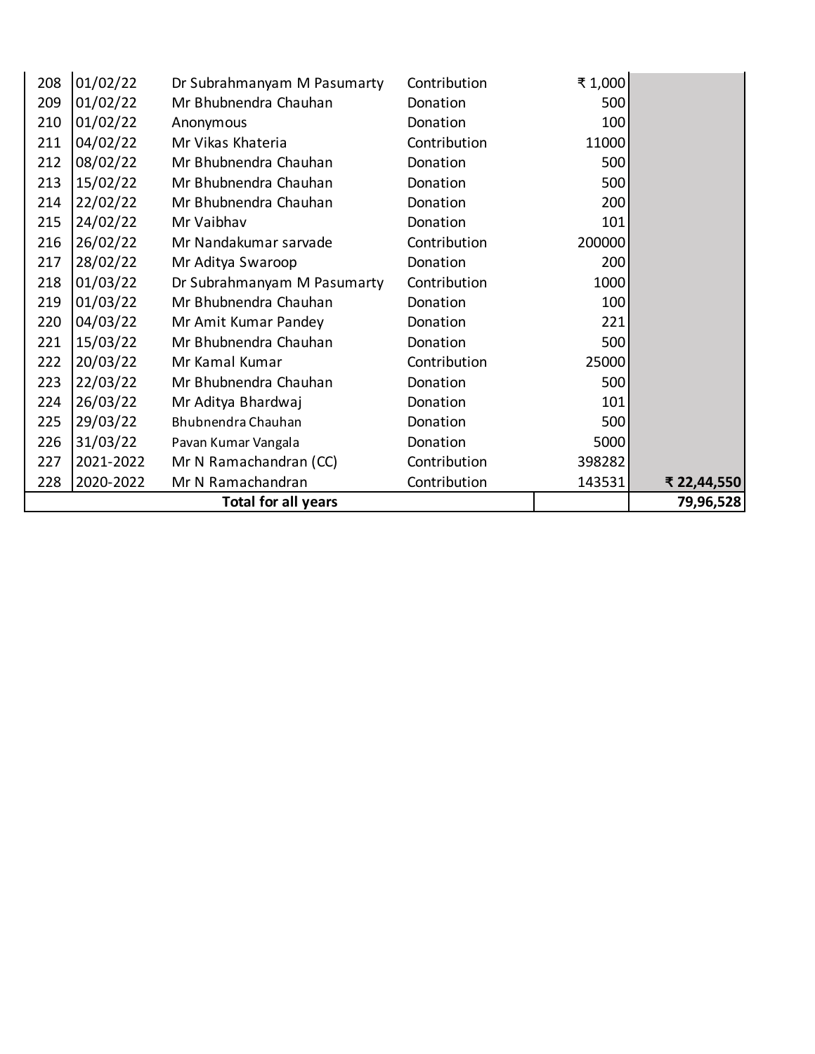| | | | | | |
|---|---|---|---|---|---|
| 208 | 01/02/22 | Dr Subrahmanyam M Pasumarty | Contribution | ₹ 1,000 | |
| 209 | 01/02/22 | Mr Bhubnendra Chauhan | Donation | 500 | |
| 210 | 01/02/22 | Anonymous | Donation | 100 | |
| 211 | 04/02/22 | Mr Vikas Khateria | Contribution | 11000 | |
| 212 | 08/02/22 | Mr Bhubnendra Chauhan | Donation | 500 | |
| 213 | 15/02/22 | Mr Bhubnendra Chauhan | Donation | 500 | |
| 214 | 22/02/22 | Mr Bhubnendra Chauhan | Donation | 200 | |
| 215 | 24/02/22 | Mr Vaibhav | Donation | 101 | |
| 216 | 26/02/22 | Mr Nandakumar sarvade | Contribution | 200000 | |
| 217 | 28/02/22 | Mr Aditya Swaroop | Donation | 200 | |
| 218 | 01/03/22 | Dr Subrahmanyam M Pasumarty | Contribution | 1000 | |
| 219 | 01/03/22 | Mr Bhubnendra Chauhan | Donation | 100 | |
| 220 | 04/03/22 | Mr Amit Kumar Pandey | Donation | 221 | |
| 221 | 15/03/22 | Mr Bhubnendra Chauhan | Donation | 500 | |
| 222 | 20/03/22 | Mr Kamal Kumar | Contribution | 25000 | |
| 223 | 22/03/22 | Mr Bhubnendra Chauhan | Donation | 500 | |
| 224 | 26/03/22 | Mr Aditya Bhardwaj | Donation | 101 | |
| 225 | 29/03/22 | Bhubnendra Chauhan | Donation | 500 | |
| 226 | 31/03/22 | Pavan Kumar Vangala | Donation | 5000 | |
| 227 | 2021-2022 | Mr N Ramachandran (CC) | Contribution | 398282 | |
| 228 | 2020-2022 | Mr N Ramachandran | Contribution | 143531 | **₹ 22,44,550** |
| **Total for all years** | | | | | **79,96,528** |